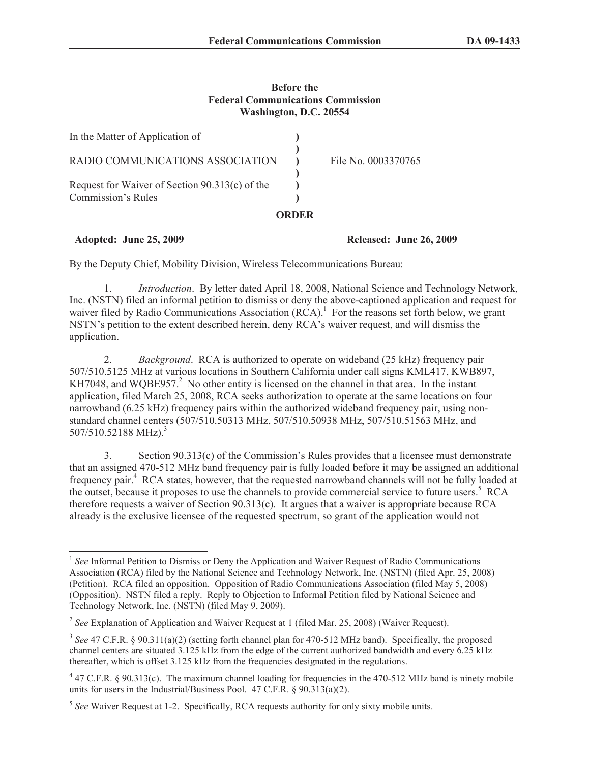**Before the**
**Federal Communications Commission**
**Washington, D.C. 20554**

| | | |
|---|---|---|
| In the Matter of Application of | ) | |
| | ) | |
| RADIO COMMUNICATIONS ASSOCIATION | ) | File No. 0003370765 |
| | ) | |
| Request for Waiver of Section 90.313(c) of the Commission's Rules | ) | |
| | ) | |

**ORDER**

**Adopted: June 25, 2009** **Released: June 26, 2009**

By the Deputy Chief, Mobility Division, Wireless Telecommunications Bureau:

1. *Introduction*. By letter dated April 18, 2008, National Science and Technology Network, Inc. (NSTN) filed an informal petition to dismiss or deny the above-captioned application and request for waiver filed by Radio Communications Association (RCA).[1] For the reasons set forth below, we grant NSTN's petition to the extent described herein, deny RCA's waiver request, and will dismiss the application.

2. *Background*. RCA is authorized to operate on wideband (25 kHz) frequency pair 507/510.5125 MHz at various locations in Southern California under call signs KML417, KWB897, KH7048, and WQBE957.[2] No other entity is licensed on the channel in that area. In the instant application, filed March 25, 2008, RCA seeks authorization to operate at the same locations on four narrowband (6.25 kHz) frequency pairs within the authorized wideband frequency pair, using non-standard channel centers (507/510.50313 MHz, 507/510.50938 MHz, 507/510.51563 MHz, and 507/510.52188 MHz).[3]

3. Section 90.313(c) of the Commission's Rules provides that a licensee must demonstrate that an assigned 470-512 MHz band frequency pair is fully loaded before it may be assigned an additional frequency pair.[4] RCA states, however, that the requested narrowband channels will not be fully loaded at the outset, because it proposes to use the channels to provide commercial service to future users.[5] RCA therefore requests a waiver of Section 90.313(c). It argues that a waiver is appropriate because RCA already is the exclusive licensee of the requested spectrum, so grant of the application would not

---

[1] *See* Informal Petition to Dismiss or Deny the Application and Waiver Request of Radio Communications Association (RCA) filed by the National Science and Technology Network, Inc. (NSTN) (filed Apr. 25, 2008) (Petition). RCA filed an opposition. Opposition of Radio Communications Association (filed May 5, 2008) (Opposition). NSTN filed a reply. Reply to Objection to Informal Petition filed by National Science and Technology Network, Inc. (NSTN) (filed May 9, 2009).

[2] *See* Explanation of Application and Waiver Request at 1 (filed Mar. 25, 2008) (Waiver Request).

[3] *See* 47 C.F.R. § 90.311(a)(2) (setting forth channel plan for 470-512 MHz band). Specifically, the proposed channel centers are situated 3.125 kHz from the edge of the current authorized bandwidth and every 6.25 kHz thereafter, which is offset 3.125 kHz from the frequencies designated in the regulations.

[4] 47 C.F.R. § 90.313(c). The maximum channel loading for frequencies in the 470-512 MHz band is ninety mobile units for users in the Industrial/Business Pool. 47 C.F.R. § 90.313(a)(2).

[5] *See* Waiver Request at 1-2. Specifically, RCA requests authority for only sixty mobile units.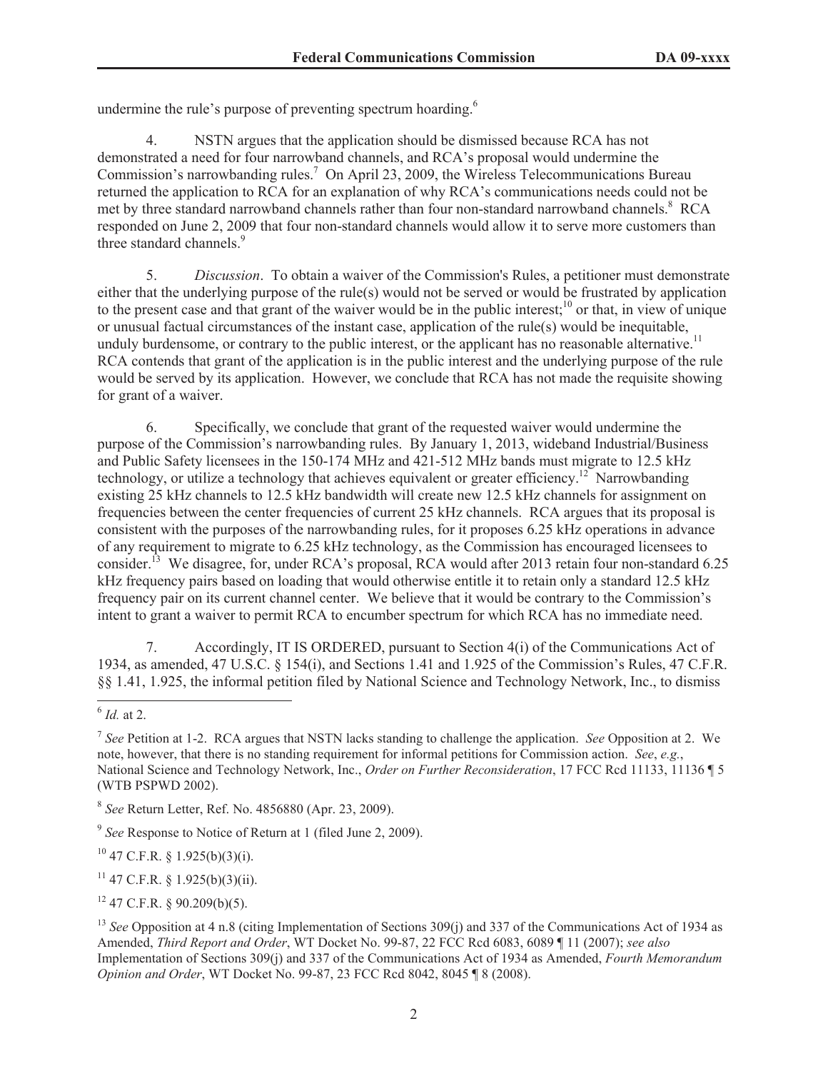undermine the rule's purpose of preventing spectrum hoarding.[6]

4. NSTN argues that the application should be dismissed because RCA has not demonstrated a need for four narrowband channels, and RCA's proposal would undermine the Commission's narrowbanding rules.[7] On April 23, 2009, the Wireless Telecommunications Bureau returned the application to RCA for an explanation of why RCA's communications needs could not be met by three standard narrowband channels rather than four non-standard narrowband channels.[8] RCA responded on June 2, 2009 that four non-standard channels would allow it to serve more customers than three standard channels.[9]

5. *Discussion*. To obtain a waiver of the Commission's Rules, a petitioner must demonstrate either that the underlying purpose of the rule(s) would not be served or would be frustrated by application to the present case and that grant of the waiver would be in the public interest;[10] or that, in view of unique or unusual factual circumstances of the instant case, application of the rule(s) would be inequitable, unduly burdensome, or contrary to the public interest, or the applicant has no reasonable alternative.[11] RCA contends that grant of the application is in the public interest and the underlying purpose of the rule would be served by its application. However, we conclude that RCA has not made the requisite showing for grant of a waiver.

6. Specifically, we conclude that grant of the requested waiver would undermine the purpose of the Commission's narrowbanding rules. By January 1, 2013, wideband Industrial/Business and Public Safety licensees in the 150-174 MHz and 421-512 MHz bands must migrate to 12.5 kHz technology, or utilize a technology that achieves equivalent or greater efficiency.[12] Narrowbanding existing 25 kHz channels to 12.5 kHz bandwidth will create new 12.5 kHz channels for assignment on frequencies between the center frequencies of current 25 kHz channels. RCA argues that its proposal is consistent with the purposes of the narrowbanding rules, for it proposes 6.25 kHz operations in advance of any requirement to migrate to 6.25 kHz technology, as the Commission has encouraged licensees to consider.[13] We disagree, for, under RCA's proposal, RCA would after 2013 retain four non-standard 6.25 kHz frequency pairs based on loading that would otherwise entitle it to retain only a standard 12.5 kHz frequency pair on its current channel center. We believe that it would be contrary to the Commission's intent to grant a waiver to permit RCA to encumber spectrum for which RCA has no immediate need.

7. Accordingly, IT IS ORDERED, pursuant to Section 4(i) of the Communications Act of 1934, as amended, 47 U.S.C. § 154(i), and Sections 1.41 and 1.925 of the Commission's Rules, 47 C.F.R. §§ 1.41, 1.925, the informal petition filed by National Science and Technology Network, Inc., to dismiss

---

[6] *Id.* at 2.

[7] *See* Petition at 1-2. RCA argues that NSTN lacks standing to challenge the application. *See* Opposition at 2. We note, however, that there is no standing requirement for informal petitions for Commission action. *See*, *e.g.*, National Science and Technology Network, Inc., *Order on Further Reconsideration*, 17 FCC Rcd 11133, 11136 ¶ 5 (WTB PSPWD 2002).

[8] *See* Return Letter, Ref. No. 4856880 (Apr. 23, 2009).

[9] *See* Response to Notice of Return at 1 (filed June 2, 2009).

[10] 47 C.F.R. § 1.925(b)(3)(i).

[11] 47 C.F.R. § 1.925(b)(3)(ii).

[12] 47 C.F.R. § 90.209(b)(5).

[13] *See* Opposition at 4 n.8 (citing Implementation of Sections 309(j) and 337 of the Communications Act of 1934 as Amended, *Third Report and Order*, WT Docket No. 99-87, 22 FCC Rcd 6083, 6089 ¶ 11 (2007); *see also* Implementation of Sections 309(j) and 337 of the Communications Act of 1934 as Amended, *Fourth Memorandum Opinion and Order*, WT Docket No. 99-87, 23 FCC Rcd 8042, 8045 ¶ 8 (2008).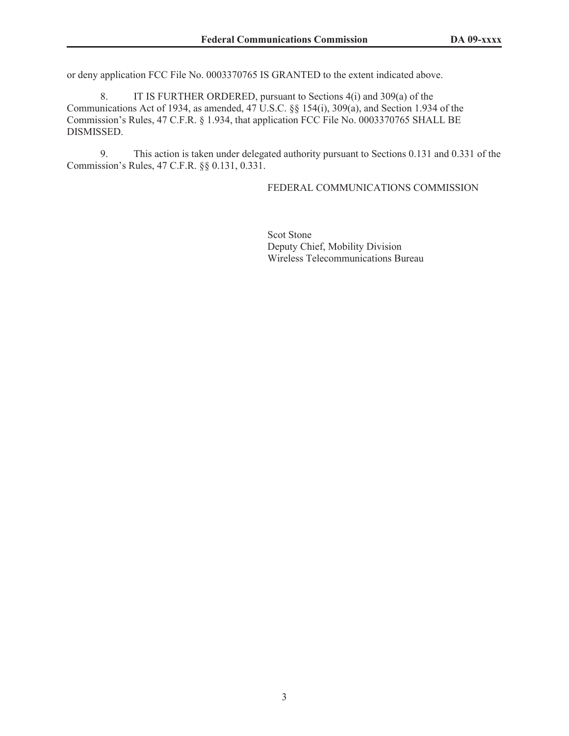or deny application FCC File No. 0003370765 IS GRANTED to the extent indicated above.

8. IT IS FURTHER ORDERED, pursuant to Sections 4(i) and 309(a) of the Communications Act of 1934, as amended, 47 U.S.C. §§ 154(i), 309(a), and Section 1.934 of the Commission's Rules, 47 C.F.R. § 1.934, that application FCC File No. 0003370765 SHALL BE DISMISSED.

9. This action is taken under delegated authority pursuant to Sections 0.131 and 0.331 of the Commission's Rules, 47 C.F.R. §§ 0.131, 0.331.

FEDERAL COMMUNICATIONS COMMISSION

Scot Stone
Deputy Chief, Mobility Division
Wireless Telecommunications Bureau